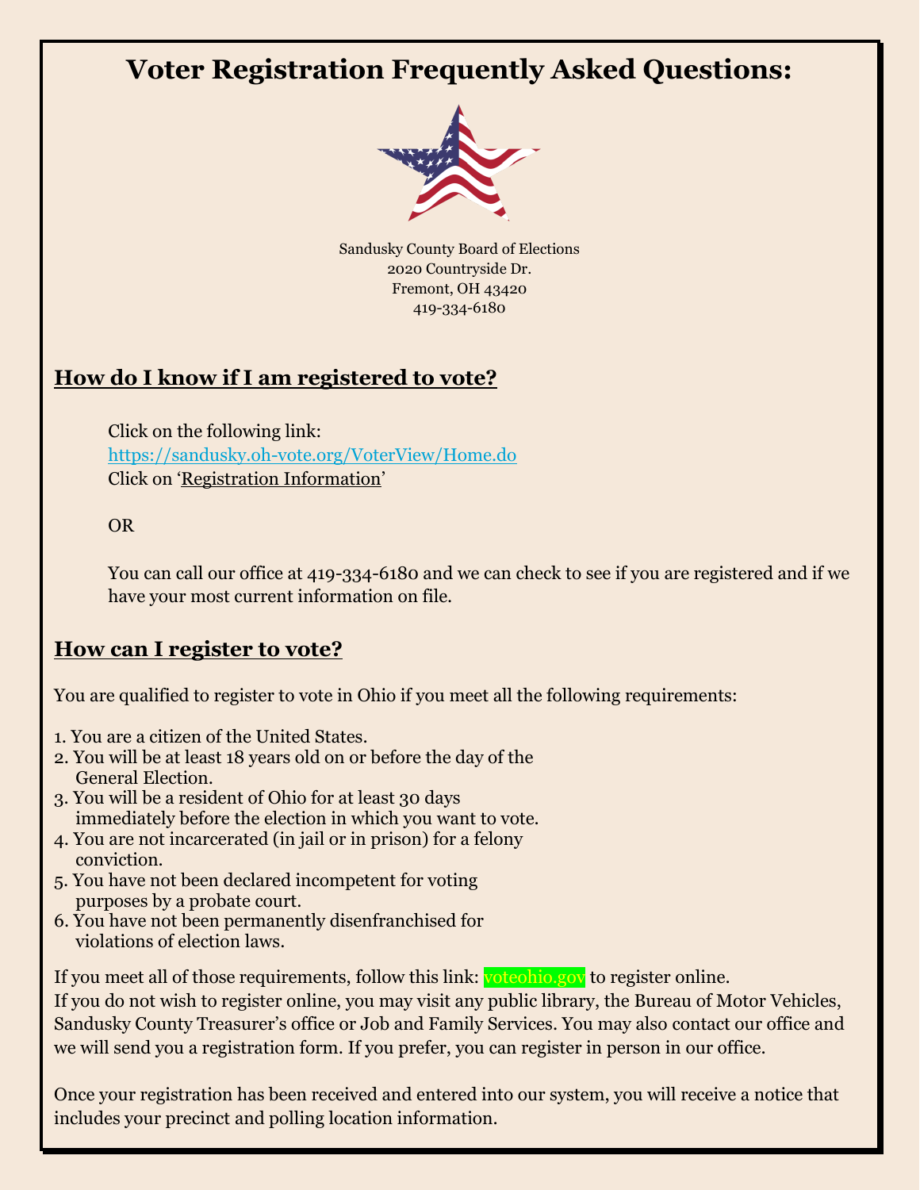# Voter Registration Frequently Asked Questions:

Sandusky County Board of Elections
2020 Countryside Dr.
Fremont, OH 43420
419-334-6180

## How do I know if I am registered to vote?

Click on the following link:
https://sandusky.oh-vote.org/VoterView/Home.do
Click on 'Registration Information'

OR

You can call our office at 419-334-6180 and we can check to see if you are registered and if we have your most current information on file.

## How can I register to vote?

You are qualified to register to vote in Ohio if you meet all the following requirements:

1. You are a citizen of the United States.
2. You will be at least 18 years old on or before the day of the General Election.
3. You will be a resident of Ohio for at least 30 days immediately before the election in which you want to vote.
4. You are not incarcerated (in jail or in prison) for a felony conviction.
5. You have not been declared incompetent for voting purposes by a probate court.
6. You have not been permanently disenfranchised for violations of election laws.

If you meet all of those requirements, follow this link: voteohio.gov to register online.
If you do not wish to register online, you may visit any public library, the Bureau of Motor Vehicles, Sandusky County Treasurer's office or Job and Family Services. You may also contact our office and we will send you a registration form. If you prefer, you can register in person in our office.

Once your registration has been received and entered into our system, you will receive a notice that includes your precinct and polling location information.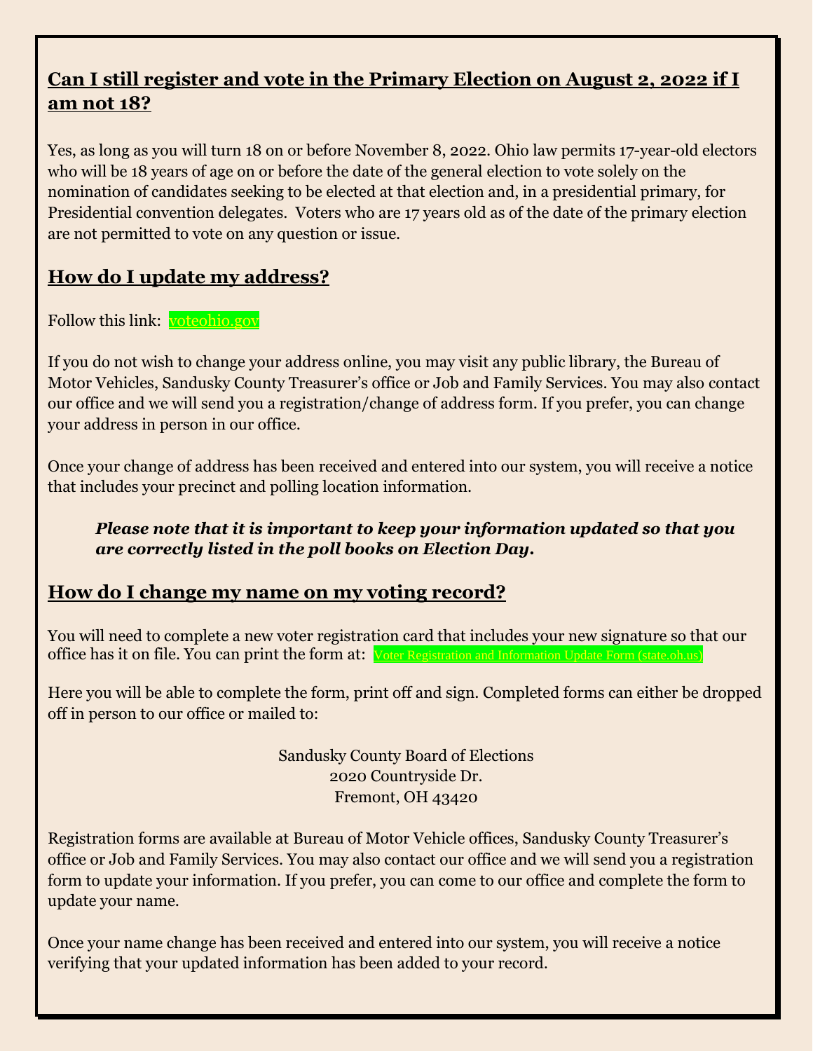## Can I still register and vote in the Primary Election on August 2, 2022 if I am not 18?

Yes, as long as you will turn 18 on or before November 8, 2022. Ohio law permits 17-year-old electors who will be 18 years of age on or before the date of the general election to vote solely on the nomination of candidates seeking to be elected at that election and, in a presidential primary, for Presidential convention delegates. Voters who are 17 years old as of the date of the primary election are not permitted to vote on any question or issue.

## How do I update my address?

Follow this link: voteohio.gov

If you do not wish to change your address online, you may visit any public library, the Bureau of Motor Vehicles, Sandusky County Treasurer's office or Job and Family Services. You may also contact our office and we will send you a registration/change of address form. If you prefer, you can change your address in person in our office.

Once your change of address has been received and entered into our system, you will receive a notice that includes your precinct and polling location information.

> ***Please note that it is important to keep your information updated so that you are correctly listed in the poll books on Election Day.***

## How do I change my name on my voting record?

You will need to complete a new voter registration card that includes your new signature so that our office has it on file. You can print the form at: Voter Registration and Information Update Form (state.oh.us)

Here you will be able to complete the form, print off and sign. Completed forms can either be dropped off in person to our office or mailed to:

Sandusky County Board of Elections
2020 Countryside Dr.
Fremont, OH 43420

Registration forms are available at Bureau of Motor Vehicle offices, Sandusky County Treasurer's office or Job and Family Services. You may also contact our office and we will send you a registration form to update your information. If you prefer, you can come to our office and complete the form to update your name.

Once your name change has been received and entered into our system, you will receive a notice verifying that your updated information has been added to your record.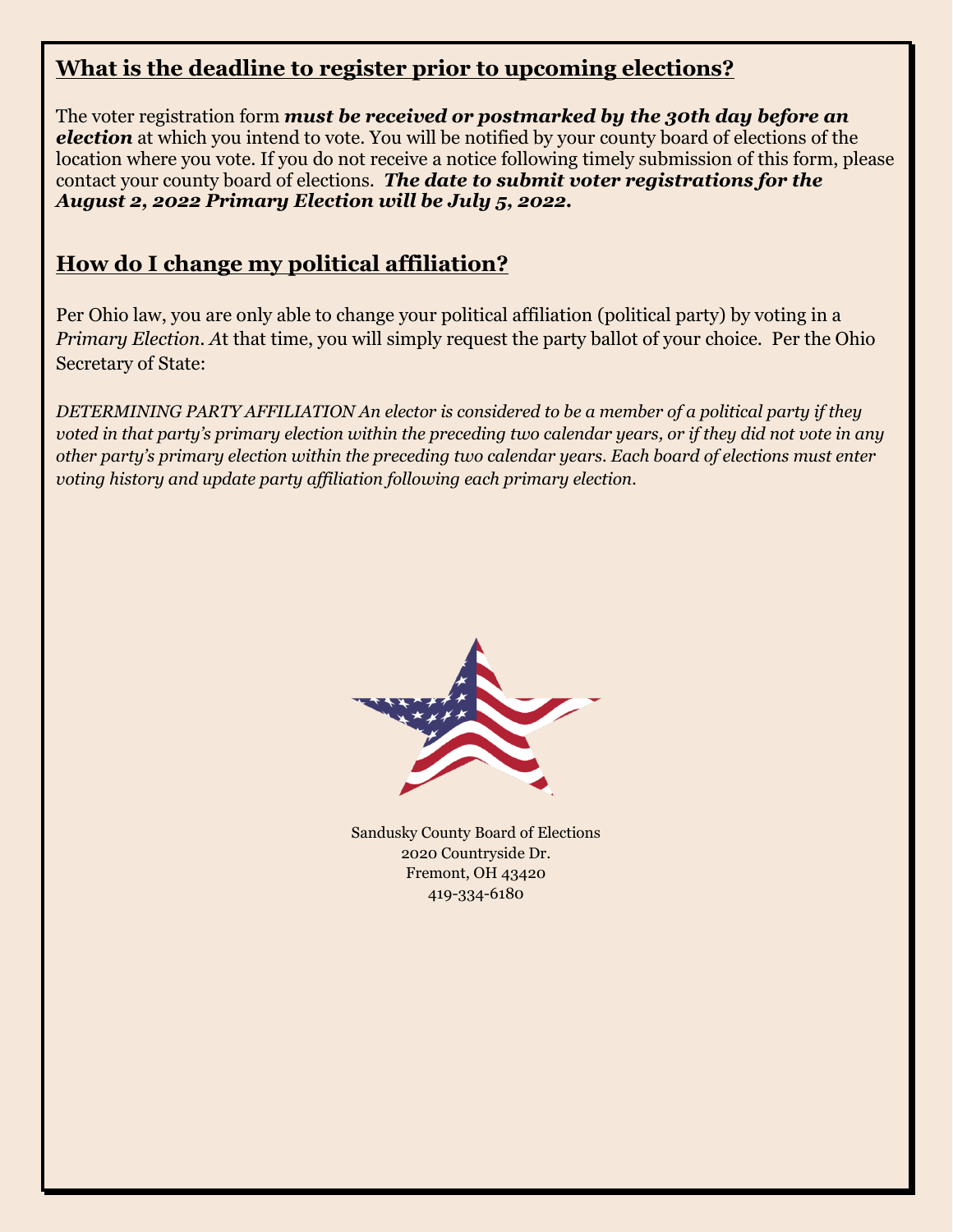## What is the deadline to register prior to upcoming elections?

The voter registration form ***must be received or postmarked by the 30th day before an election*** at which you intend to vote. You will be notified by your county board of elections of the location where you vote. If you do not receive a notice following timely submission of this form, please contact your county board of elections. ***The date to submit voter registrations for the August 2, 2022 Primary Election will be July 5, 2022.***

## How do I change my political affiliation?

Per Ohio law, you are only able to change your political affiliation (political party) by voting in a *Primary Election*. At that time, you will simply request the party ballot of your choice. Per the Ohio Secretary of State:

*DETERMINING PARTY AFFILIATION An elector is considered to be a member of a political party if they voted in that party's primary election within the preceding two calendar years, or if they did not vote in any other party's primary election within the preceding two calendar years. Each board of elections must enter voting history and update party affiliation following each primary election.*

Sandusky County Board of Elections
2020 Countryside Dr.
Fremont, OH 43420
419-334-6180